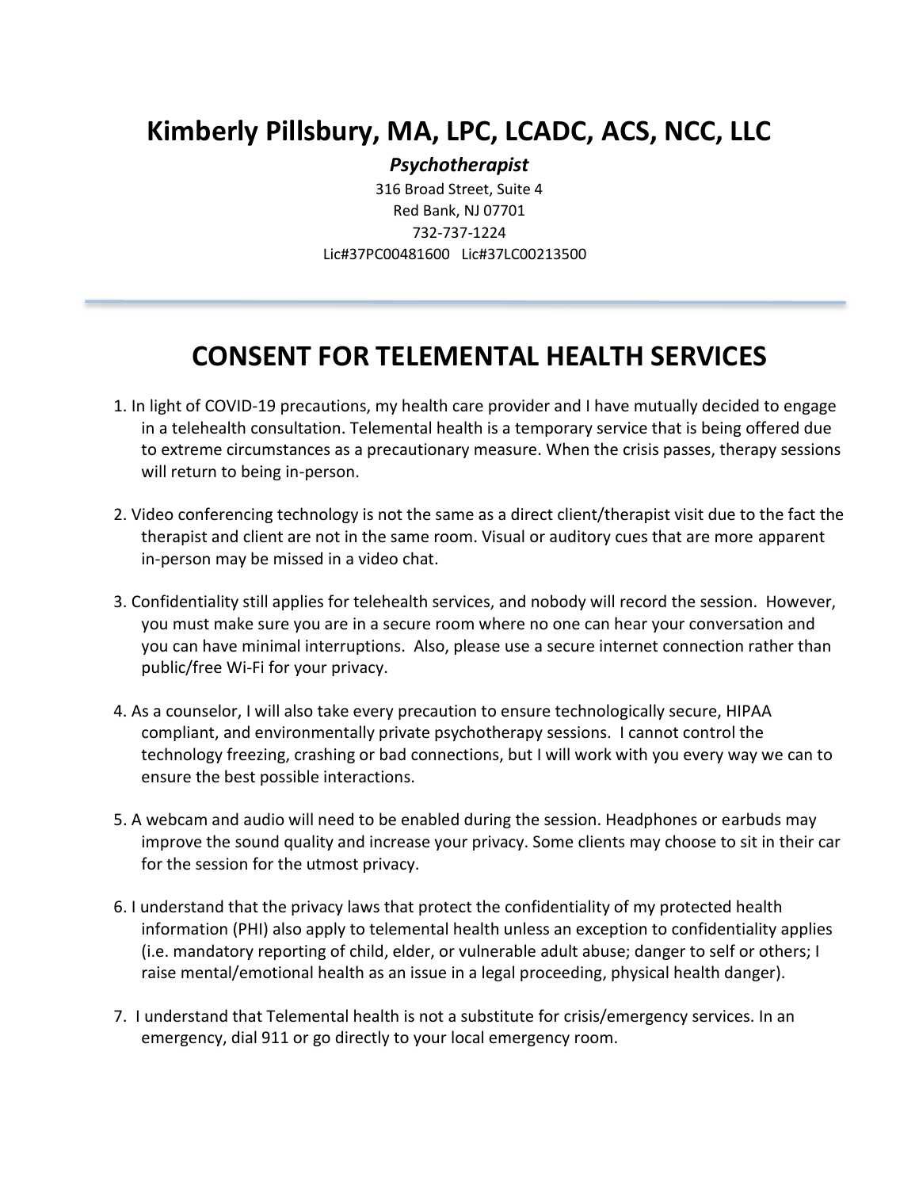# Kimberly Pillsbury, MA, LPC, LCADC, ACS, NCC, LLC

***Psychotherapist***

316 Broad Street, Suite 4
Red Bank, NJ 07701
732-737-1224
Lic#37PC00481600 Lic#37LC00213500

---

## CONSENT FOR TELEMENTAL HEALTH SERVICES

1. In light of COVID-19 precautions, my health care provider and I have mutually decided to engage in a telehealth consultation. Telemental health is a temporary service that is being offered due to extreme circumstances as a precautionary measure. When the crisis passes, therapy sessions will return to being in-person.

2. Video conferencing technology is not the same as a direct client/therapist visit due to the fact the therapist and client are not in the same room. Visual or auditory cues that are more apparent in-person may be missed in a video chat.

3. Confidentiality still applies for telehealth services, and nobody will record the session. However, you must make sure you are in a secure room where no one can hear your conversation and you can have minimal interruptions. Also, please use a secure internet connection rather than public/free Wi-Fi for your privacy.

4. As a counselor, I will also take every precaution to ensure technologically secure, HIPAA compliant, and environmentally private psychotherapy sessions. I cannot control the technology freezing, crashing or bad connections, but I will work with you every way we can to ensure the best possible interactions.

5. A webcam and audio will need to be enabled during the session. Headphones or earbuds may improve the sound quality and increase your privacy. Some clients may choose to sit in their car for the session for the utmost privacy.

6. I understand that the privacy laws that protect the confidentiality of my protected health information (PHI) also apply to telemental health unless an exception to confidentiality applies (i.e. mandatory reporting of child, elder, or vulnerable adult abuse; danger to self or others; I raise mental/emotional health as an issue in a legal proceeding, physical health danger).

7. I understand that Telemental health is not a substitute for crisis/emergency services. In an emergency, dial 911 or go directly to your local emergency room.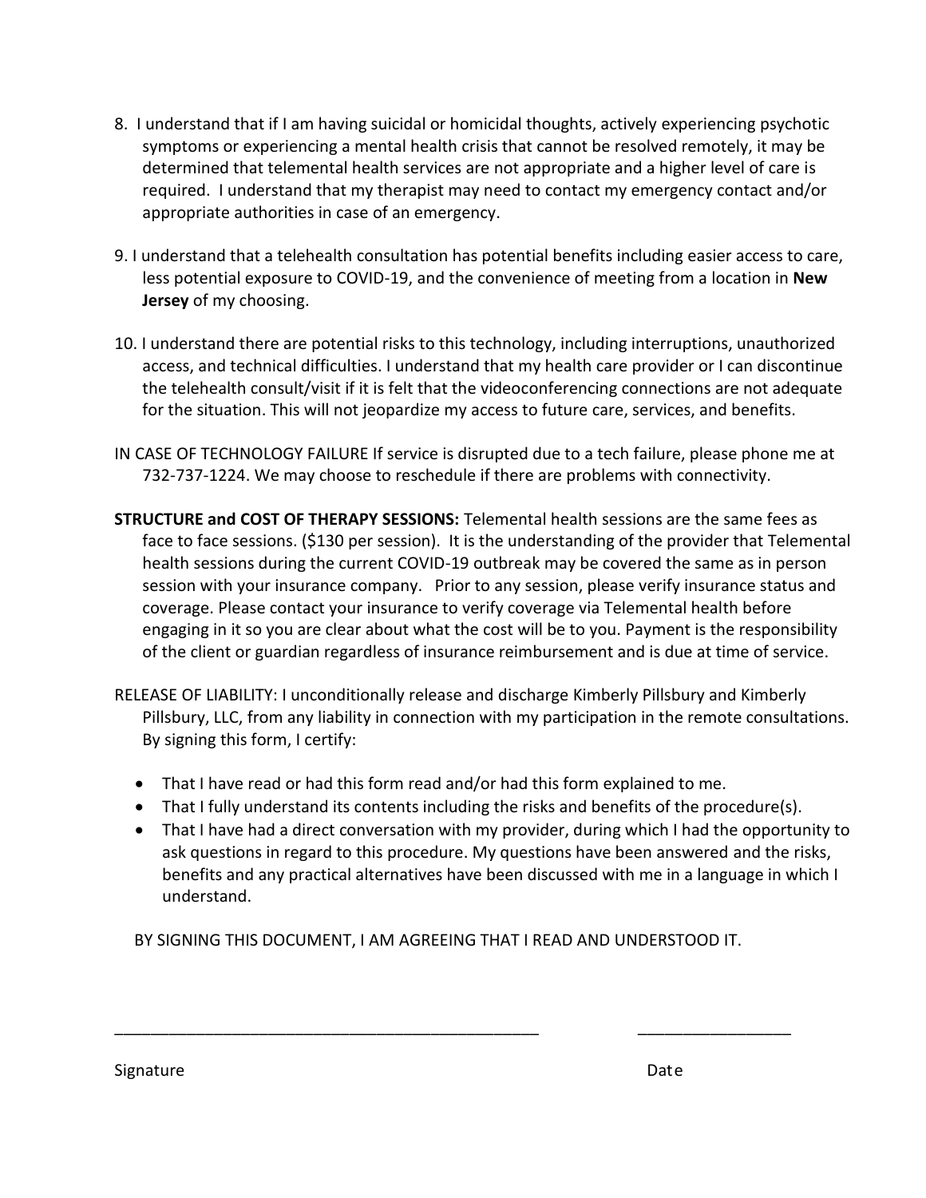8. I understand that if I am having suicidal or homicidal thoughts, actively experiencing psychotic symptoms or experiencing a mental health crisis that cannot be resolved remotely, it may be determined that telemental health services are not appropriate and a higher level of care is required. I understand that my therapist may need to contact my emergency contact and/or appropriate authorities in case of an emergency.

9. I understand that a telehealth consultation has potential benefits including easier access to care, less potential exposure to COVID-19, and the convenience of meeting from a location in **New Jersey** of my choosing.

10. I understand there are potential risks to this technology, including interruptions, unauthorized access, and technical difficulties. I understand that my health care provider or I can discontinue the telehealth consult/visit if it is felt that the videoconferencing connections are not adequate for the situation. This will not jeopardize my access to future care, services, and benefits.

IN CASE OF TECHNOLOGY FAILURE If service is disrupted due to a tech failure, please phone me at 732-737-1224. We may choose to reschedule if there are problems with connectivity.

**STRUCTURE and COST OF THERAPY SESSIONS:** Telemental health sessions are the same fees as face to face sessions. ($130 per session). It is the understanding of the provider that Telemental health sessions during the current COVID-19 outbreak may be covered the same as in person session with your insurance company. Prior to any session, please verify insurance status and coverage. Please contact your insurance to verify coverage via Telemental health before engaging in it so you are clear about what the cost will be to you. Payment is the responsibility of the client or guardian regardless of insurance reimbursement and is due at time of service.

RELEASE OF LIABILITY: I unconditionally release and discharge Kimberly Pillsbury and Kimberly Pillsbury, LLC, from any liability in connection with my participation in the remote consultations. By signing this form, I certify:

- That I have read or had this form read and/or had this form explained to me.
- That I fully understand its contents including the risks and benefits of the procedure(s).
- That I have had a direct conversation with my provider, during which I had the opportunity to ask questions in regard to this procedure. My questions have been answered and the risks, benefits and any practical alternatives have been discussed with me in a language in which I understand.

BY SIGNING THIS DOCUMENT, I AM AGREEING THAT I READ AND UNDERSTOOD IT.

_________________________________________________ _________________

Signature Date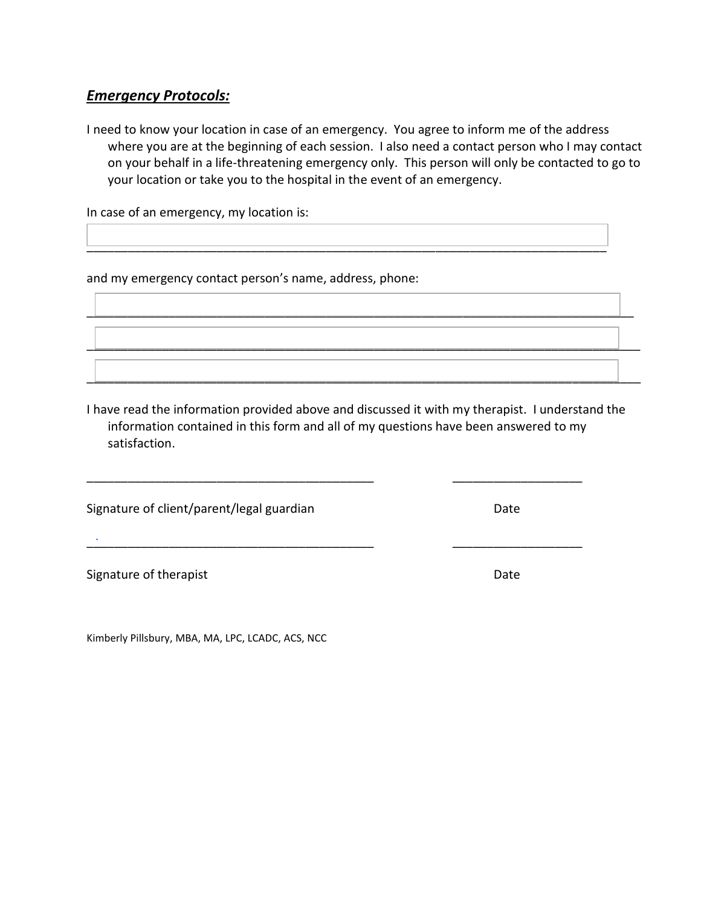***Emergency Protocols:***

I need to know your location in case of an emergency. You agree to inform me of the address where you are at the beginning of each session. I also need a contact person who I may contact on your behalf in a life-threatening emergency only. This person will only be contacted to go to your location or take you to the hospital in the event of an emergency.

In case of an emergency, my location is:

______________________________________________________________________________

and my emergency contact person's name, address, phone:

______________________________________________________________________________

______________________________________________________________________________

______________________________________________________________________________

I have read the information provided above and discussed it with my therapist. I understand the information contained in this form and all of my questions have been answered to my satisfaction.

___________________________________________ ___________________

Signature of client/parent/legal guardian Date

___________________________________________ ___________________

Signature of therapist Date

Kimberly Pillsbury, MBA, MA, LPC, LCADC, ACS, NCC